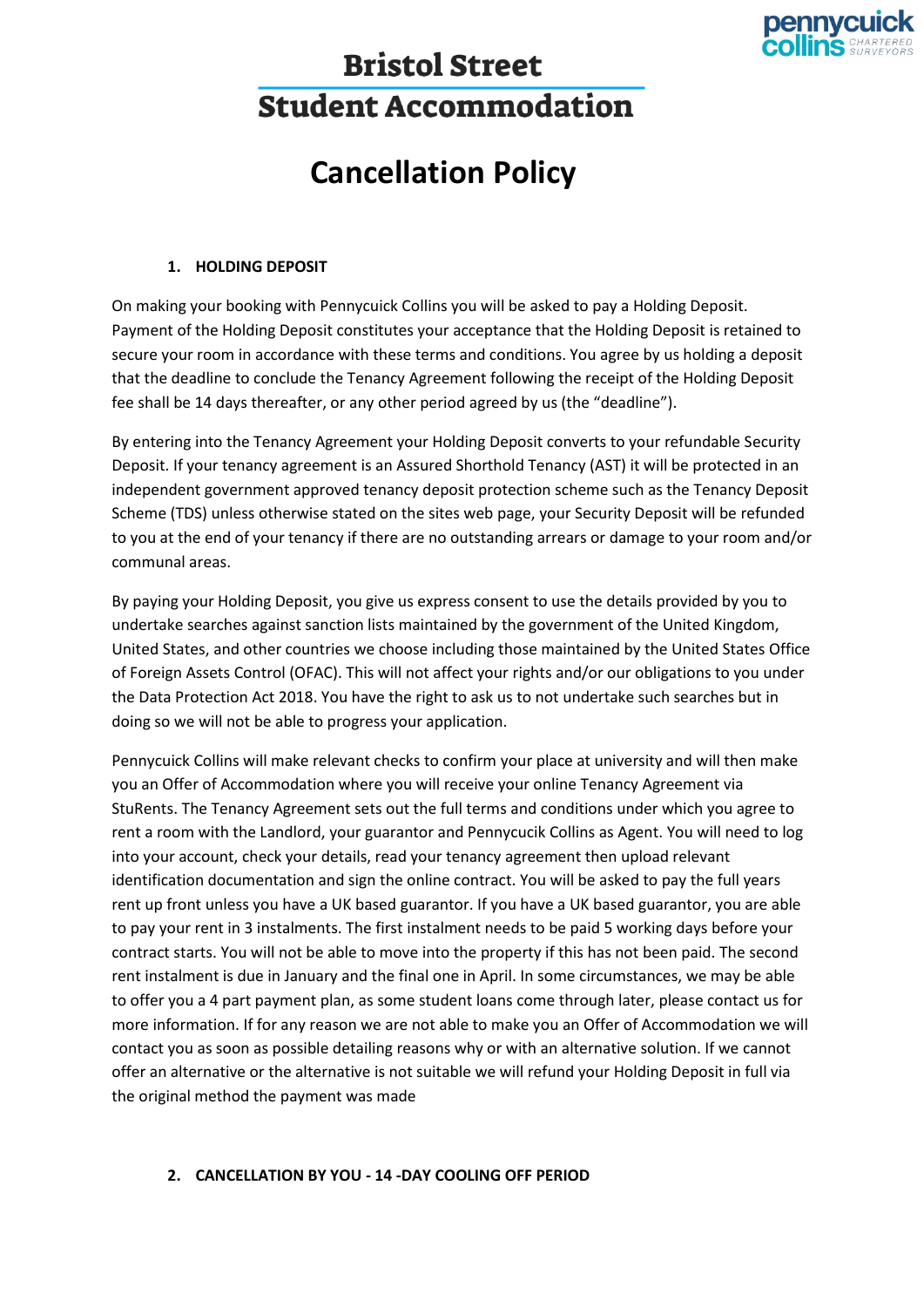# Bristol Street Student Accommodation

# Cancellation Policy

## 1. HOLDING DEPOSIT

On making your booking with Pennycuick Collins you will be asked to pay a Holding Deposit. Payment of the Holding Deposit constitutes your acceptance that the Holding Deposit is retained to secure your room in accordance with these terms and conditions. You agree by us holding a deposit that the deadline to conclude the Tenancy Agreement following the receipt of the Holding Deposit fee shall be 14 days thereafter, or any other period agreed by us (the "deadline").

By entering into the Tenancy Agreement your Holding Deposit converts to your refundable Security Deposit. If your tenancy agreement is an Assured Shorthold Tenancy (AST) it will be protected in an independent government approved tenancy deposit protection scheme such as the Tenancy Deposit Scheme (TDS) unless otherwise stated on the sites web page, your Security Deposit will be refunded to you at the end of your tenancy if there are no outstanding arrears or damage to your room and/or communal areas.

By paying your Holding Deposit, you give us express consent to use the details provided by you to undertake searches against sanction lists maintained by the government of the United Kingdom, United States, and other countries we choose including those maintained by the United States Office of Foreign Assets Control (OFAC). This will not affect your rights and/or our obligations to you under the Data Protection Act 2018. You have the right to ask us to not undertake such searches but in doing so we will not be able to progress your application.

Pennycuick Collins will make relevant checks to confirm your place at university and will then make you an Offer of Accommodation where you will receive your online Tenancy Agreement via StuRents. The Tenancy Agreement sets out the full terms and conditions under which you agree to rent a room with the Landlord, your guarantor and Pennycucik Collins as Agent. You will need to log into your account, check your details, read your tenancy agreement then upload relevant identification documentation and sign the online contract. You will be asked to pay the full years rent up front unless you have a UK based guarantor. If you have a UK based guarantor, you are able to pay your rent in 3 instalments. The first instalment needs to be paid 5 working days before your contract starts. You will not be able to move into the property if this has not been paid. The second rent instalment is due in January and the final one in April. In some circumstances, we may be able to offer you a 4 part payment plan, as some student loans come through later, please contact us for more information. If for any reason we are not able to make you an Offer of Accommodation we will contact you as soon as possible detailing reasons why or with an alternative solution. If we cannot offer an alternative or the alternative is not suitable we will refund your Holding Deposit in full via the original method the payment was made

## 2. CANCELLATION BY YOU - 14 -DAY COOLING OFF PERIOD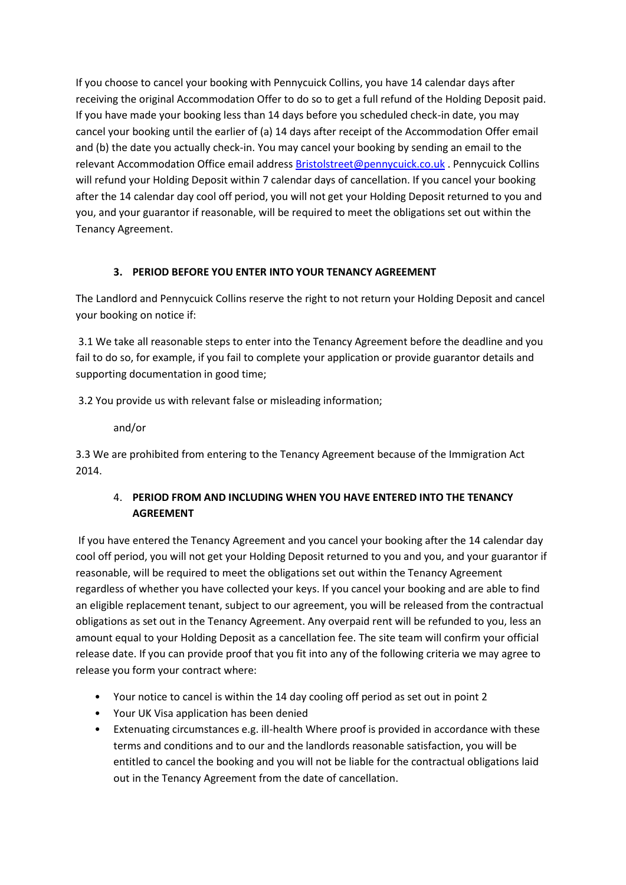If you choose to cancel your booking with Pennycuick Collins, you have 14 calendar days after receiving the original Accommodation Offer to do so to get a full refund of the Holding Deposit paid. If you have made your booking less than 14 days before you scheduled check-in date, you may cancel your booking until the earlier of (a) 14 days after receipt of the Accommodation Offer email and (b) the date you actually check-in. You may cancel your booking by sending an email to the relevant Accommodation Office email address [Bristolstreet@pennycuick.co.uk](mailto:Bristolstreet@pennycuick.co.uk) . Pennycuick Collins will refund your Holding Deposit within 7 calendar days of cancellation. If you cancel your booking after the 14 calendar day cool off period, you will not get your Holding Deposit returned to you and you, and your guarantor if reasonable, will be required to meet the obligations set out within the Tenancy Agreement.

## 3. PERIOD BEFORE YOU ENTER INTO YOUR TENANCY AGREEMENT

The Landlord and Pennycuick Collins reserve the right to not return your Holding Deposit and cancel your booking on notice if:

3.1 We take all reasonable steps to enter into the Tenancy Agreement before the deadline and you fail to do so, for example, if you fail to complete your application or provide guarantor details and supporting documentation in good time;

3.2 You provide us with relevant false or misleading information;

and/or

3.3 We are prohibited from entering to the Tenancy Agreement because of the Immigration Act 2014.

## 4. PERIOD FROM AND INCLUDING WHEN YOU HAVE ENTERED INTO THE TENANCY AGREEMENT

If you have entered the Tenancy Agreement and you cancel your booking after the 14 calendar day cool off period, you will not get your Holding Deposit returned to you and you, and your guarantor if reasonable, will be required to meet the obligations set out within the Tenancy Agreement regardless of whether you have collected your keys. If you cancel your booking and are able to find an eligible replacement tenant, subject to our agreement, you will be released from the contractual obligations as set out in the Tenancy Agreement. Any overpaid rent will be refunded to you, less an amount equal to your Holding Deposit as a cancellation fee. The site team will confirm your official release date. If you can provide proof that you fit into any of the following criteria we may agree to release you form your contract where:

- Your notice to cancel is within the 14 day cooling off period as set out in point 2
- Your UK Visa application has been denied
- Extenuating circumstances e.g. ill-health Where proof is provided in accordance with these terms and conditions and to our and the landlords reasonable satisfaction, you will be entitled to cancel the booking and you will not be liable for the contractual obligations laid out in the Tenancy Agreement from the date of cancellation.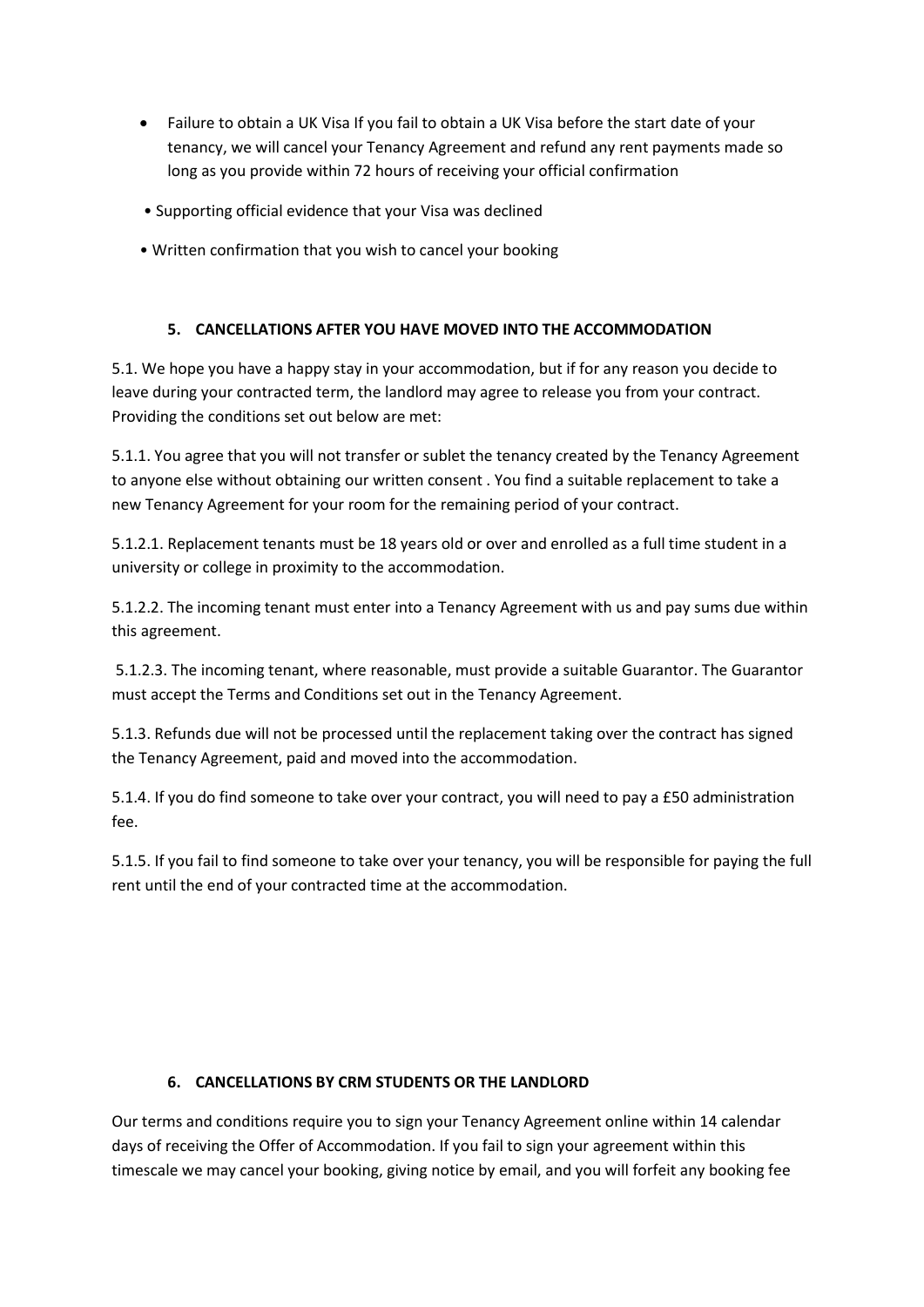- Failure to obtain a UK Visa If you fail to obtain a UK Visa before the start date of your tenancy, we will cancel your Tenancy Agreement and refund any rent payments made so long as you provide within 72 hours of receiving your official confirmation

• Supporting official evidence that your Visa was declined

• Written confirmation that you wish to cancel your booking

### 5. CANCELLATIONS AFTER YOU HAVE MOVED INTO THE ACCOMMODATION

5.1. We hope you have a happy stay in your accommodation, but if for any reason you decide to leave during your contracted term, the landlord may agree to release you from your contract. Providing the conditions set out below are met:

5.1.1. You agree that you will not transfer or sublet the tenancy created by the Tenancy Agreement to anyone else without obtaining our written consent . You find a suitable replacement to take a new Tenancy Agreement for your room for the remaining period of your contract.

5.1.2.1. Replacement tenants must be 18 years old or over and enrolled as a full time student in a university or college in proximity to the accommodation.

5.1.2.2. The incoming tenant must enter into a Tenancy Agreement with us and pay sums due within this agreement.

5.1.2.3. The incoming tenant, where reasonable, must provide a suitable Guarantor. The Guarantor must accept the Terms and Conditions set out in the Tenancy Agreement.

5.1.3. Refunds due will not be processed until the replacement taking over the contract has signed the Tenancy Agreement, paid and moved into the accommodation.

5.1.4. If you do find someone to take over your contract, you will need to pay a £50 administration fee.

5.1.5. If you fail to find someone to take over your tenancy, you will be responsible for paying the full rent until the end of your contracted time at the accommodation.

### 6. CANCELLATIONS BY CRM STUDENTS OR THE LANDLORD

Our terms and conditions require you to sign your Tenancy Agreement online within 14 calendar days of receiving the Offer of Accommodation. If you fail to sign your agreement within this timescale we may cancel your booking, giving notice by email, and you will forfeit any booking fee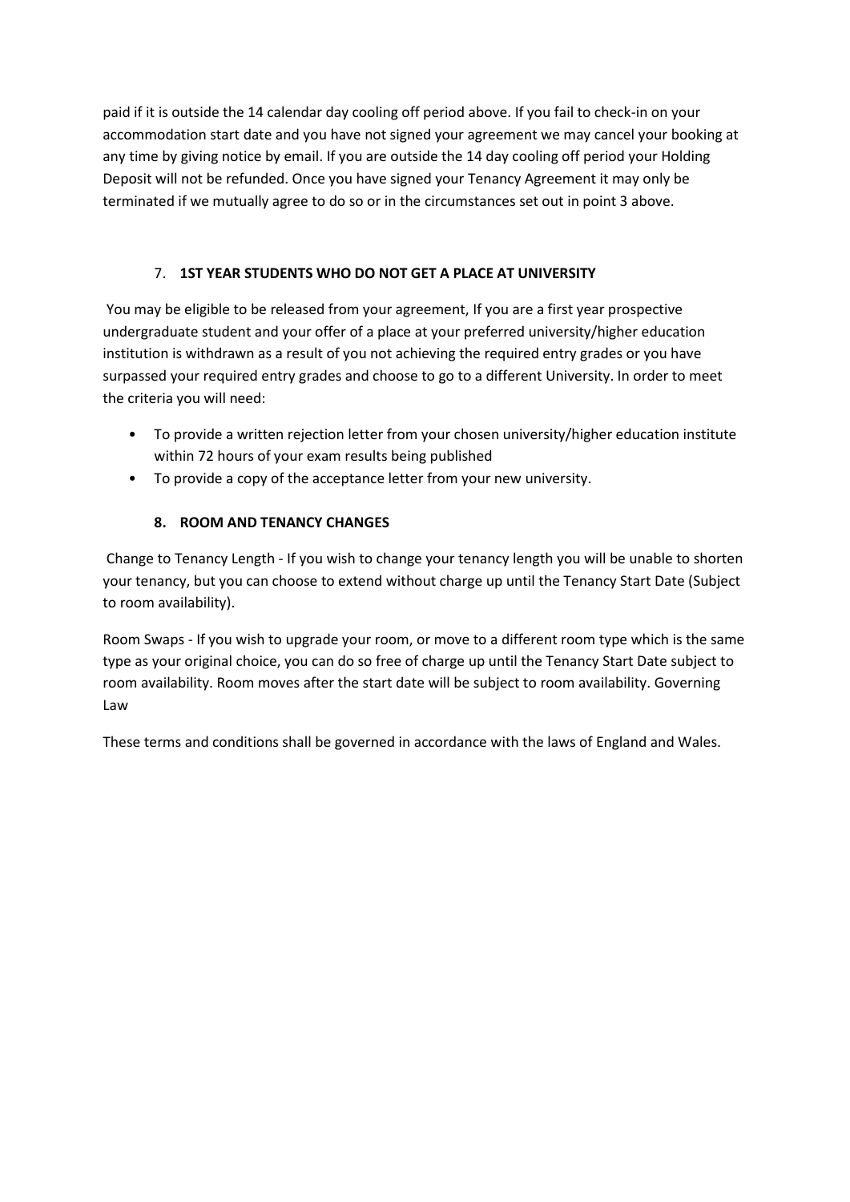paid if it is outside the 14 calendar day cooling off period above. If you fail to check-in on your accommodation start date and you have not signed your agreement we may cancel your booking at any time by giving notice by email. If you are outside the 14 day cooling off period your Holding Deposit will not be refunded. Once you have signed your Tenancy Agreement it may only be terminated if we mutually agree to do so or in the circumstances set out in point 3 above.

7. **1ST YEAR STUDENTS WHO DO NOT GET A PLACE AT UNIVERSITY**

You may be eligible to be released from your agreement, If you are a first year prospective undergraduate student and your offer of a place at your preferred university/higher education institution is withdrawn as a result of you not achieving the required entry grades or you have surpassed your required entry grades and choose to go to a different University. In order to meet the criteria you will need:

- To provide a written rejection letter from your chosen university/higher education institute within 72 hours of your exam results being published
- To provide a copy of the acceptance letter from your new university.

8. **ROOM AND TENANCY CHANGES**

Change to Tenancy Length - If you wish to change your tenancy length you will be unable to shorten your tenancy, but you can choose to extend without charge up until the Tenancy Start Date (Subject to room availability).

Room Swaps - If you wish to upgrade your room, or move to a different room type which is the same type as your original choice, you can do so free of charge up until the Tenancy Start Date subject to room availability. Room moves after the start date will be subject to room availability. Governing Law

These terms and conditions shall be governed in accordance with the laws of England and Wales.